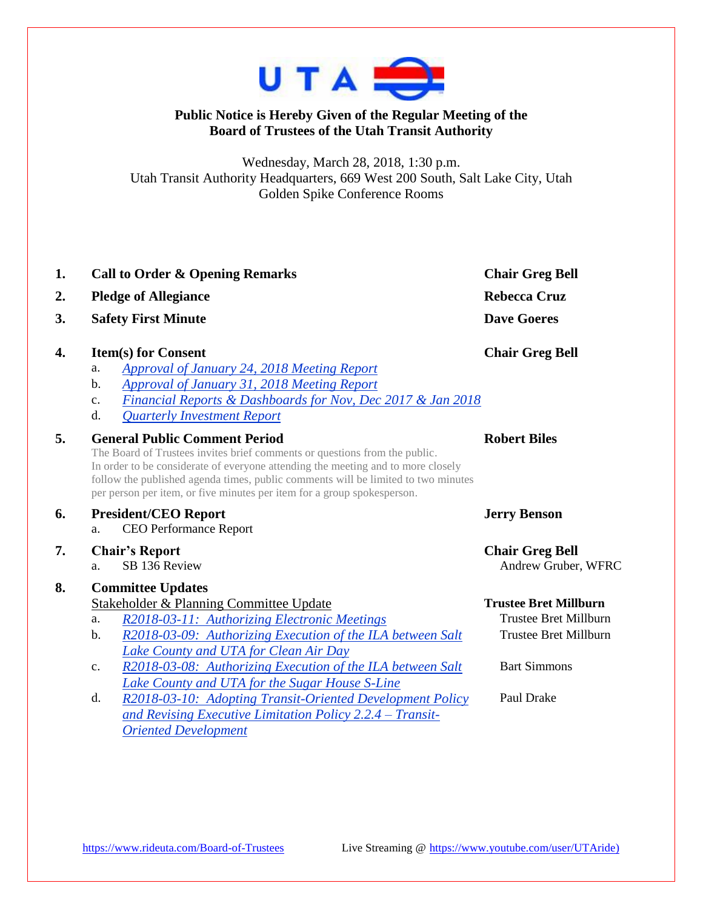**Public Notice is Hereby Given of the Regular Meeting of the Board of Trustees of the Utah Transit Authority**

Wednesday, March 28, 2018, 1:30 p.m.
Utah Transit Authority Headquarters, 669 West 200 South, Salt Lake City, Utah
Golden Spike Conference Rooms

| | | |
|---|---|---|
| **1.** | **Call to Order & Opening Remarks** | **Chair Greg Bell** |
| **2.** | **Pledge of Allegiance** | **Rebecca Cruz** |
| **3.** | **Safety First Minute** | **Dave Goeres** |
| **4.** | **Item(s) for Consent** | **Chair Greg Bell** |
| | a. *Approval of January 24, 2018 Meeting Report* | |
| | b. *Approval of January 31, 2018 Meeting Report* | |
| | c. *Financial Reports & Dashboards for Nov, Dec 2017 & Jan 2018* | |
| | d. *Quarterly Investment Report* | |
| **5.** | **General Public Comment Period** | **Robert Biles** |
| | The Board of Trustees invites brief comments or questions from the public. In order to be considerate of everyone attending the meeting and to more closely follow the published agenda times, public comments will be limited to two minutes per person per item, or five minutes per item for a group spokesperson. | |
| **6.** | **President/CEO Report** | **Jerry Benson** |
| | a. CEO Performance Report | |
| **7.** | **Chair's Report** | **Chair Greg Bell** |
| | a. SB 136 Review | Andrew Gruber, WFRC |
| **8.** | **Committee Updates** | |
| | Stakeholder & Planning Committee Update | **Trustee Bret Millburn** |
| | a. *R2018-03-11: Authorizing Electronic Meetings* | Trustee Bret Millburn |
| | b. *R2018-03-09: Authorizing Execution of the ILA between Salt Lake County and UTA for Clean Air Day* | Trustee Bret Millburn |
| | c. *R2018-03-08: Authorizing Execution of the ILA between Salt Lake County and UTA for the Sugar House S-Line* | Bart Simmons |
| | d. *R2018-03-10: Adopting Transit-Oriented Development Policy and Revising Executive Limitation Policy 2.2.4 – Transit-Oriented Development* | Paul Drake |

https://www.rideuta.com/Board-of-Trustees Live Streaming @ https://www.youtube.com/user/UTAride)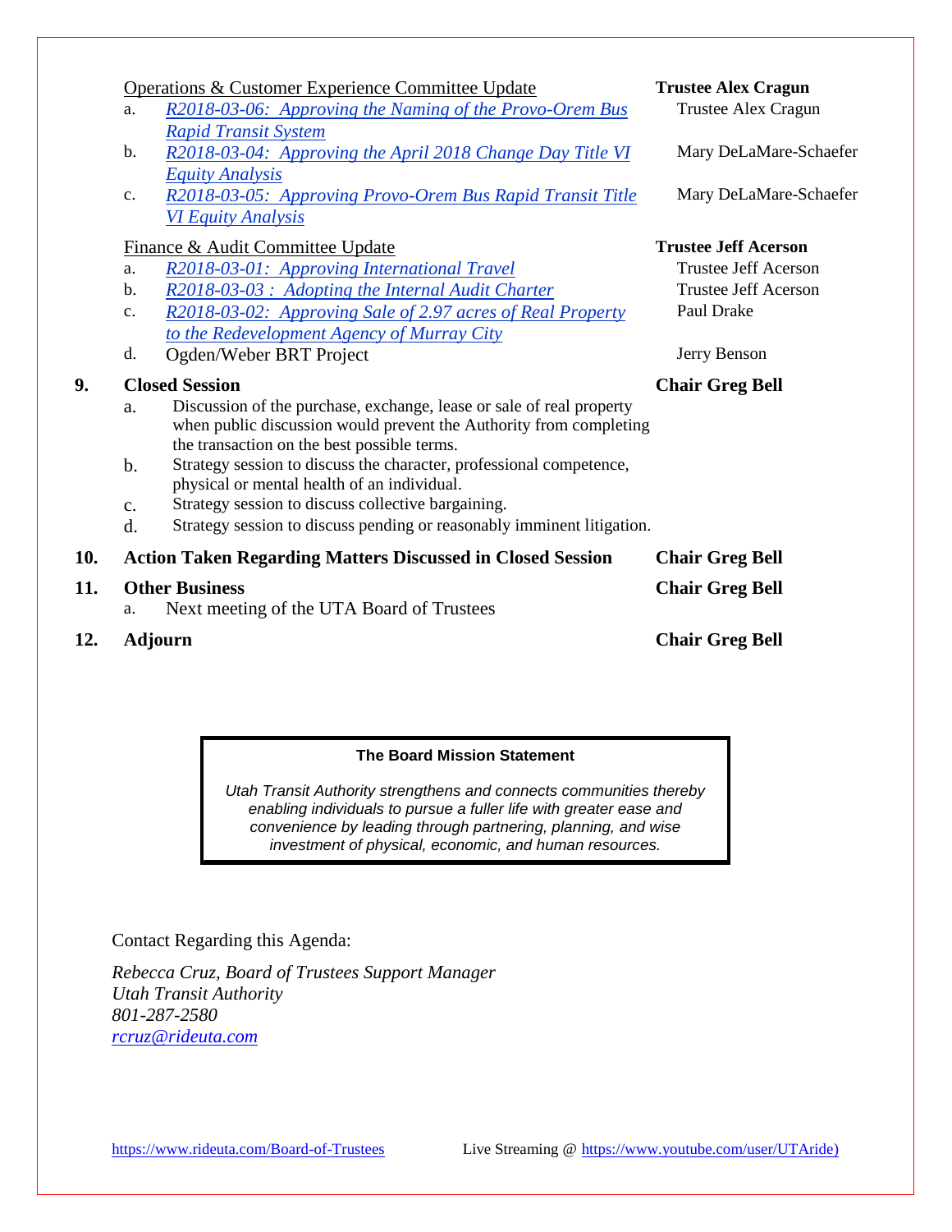Operations & Customer Experience Committee Update — **Trustee Alex Cragun**

a. *R2018-03-06: Approving the Naming of the Provo-Orem Bus Rapid Transit System* — Trustee Alex Cragun
b. *R2018-03-04: Approving the April 2018 Change Day Title VI Equity Analysis* — Mary DeLaMare-Schaefer
c. *R2018-03-05: Approving Provo-Orem Bus Rapid Transit Title VI Equity Analysis* — Mary DeLaMare-Schaefer

Finance & Audit Committee Update — **Trustee Jeff Acerson**

a. *R2018-03-01: Approving International Travel* — Trustee Jeff Acerson
b. *R2018-03-03 : Adopting the Internal Audit Charter* — Trustee Jeff Acerson
c. *R2018-03-02: Approving Sale of 2.97 acres of Real Property to the Redevelopment Agency of Murray City* — Paul Drake
d. Ogden/Weber BRT Project — Jerry Benson

**9. Closed Session** — **Chair Greg Bell**

a. Discussion of the purchase, exchange, lease or sale of real property when public discussion would prevent the Authority from completing the transaction on the best possible terms.
b. Strategy session to discuss the character, professional competence, physical or mental health of an individual.
c. Strategy session to discuss collective bargaining.
d. Strategy session to discuss pending or reasonably imminent litigation.

**10. Action Taken Regarding Matters Discussed in Closed Session** — **Chair Greg Bell**

**11. Other Business** — **Chair Greg Bell**

a. Next meeting of the UTA Board of Trustees

**12. Adjourn** — **Chair Greg Bell**

**The Board Mission Statement**

*Utah Transit Authority strengthens and connects communities thereby enabling individuals to pursue a fuller life with greater ease and convenience by leading through partnering, planning, and wise investment of physical, economic, and human resources.*

Contact Regarding this Agenda:

*Rebecca Cruz, Board of Trustees Support Manager*
*Utah Transit Authority*
*801-287-2580*
*rcruz@rideuta.com*

https://www.rideuta.com/Board-of-Trustees Live Streaming @ https://www.youtube.com/user/UTAride)